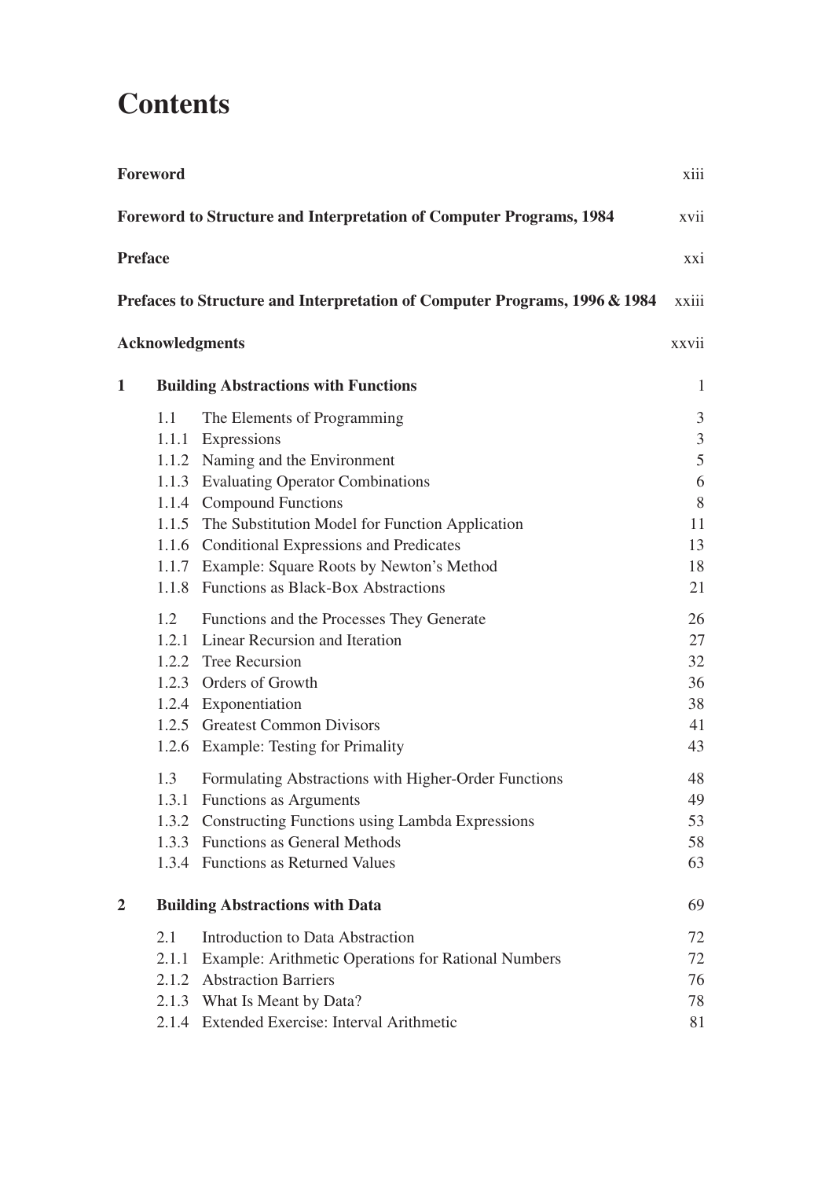# Contents

| | | |
|---|---|---|
| **Foreword** | | xiii |
| **Foreword to Structure and Interpretation of Computer Programs, 1984** | | xvii |
| **Preface** | | xxi |
| **Prefaces to Structure and Interpretation of Computer Programs, 1996 & 1984** | | xxiii |
| **Acknowledgments** | | xxvii |
| **1** | **Building Abstractions with Functions** | 1 |
| 1.1 | The Elements of Programming | 3 |
| 1.1.1 | Expressions | 3 |
| 1.1.2 | Naming and the Environment | 5 |
| 1.1.3 | Evaluating Operator Combinations | 6 |
| 1.1.4 | Compound Functions | 8 |
| 1.1.5 | The Substitution Model for Function Application | 11 |
| 1.1.6 | Conditional Expressions and Predicates | 13 |
| 1.1.7 | Example: Square Roots by Newton's Method | 18 |
| 1.1.8 | Functions as Black-Box Abstractions | 21 |
| 1.2 | Functions and the Processes They Generate | 26 |
| 1.2.1 | Linear Recursion and Iteration | 27 |
| 1.2.2 | Tree Recursion | 32 |
| 1.2.3 | Orders of Growth | 36 |
| 1.2.4 | Exponentiation | 38 |
| 1.2.5 | Greatest Common Divisors | 41 |
| 1.2.6 | Example: Testing for Primality | 43 |
| 1.3 | Formulating Abstractions with Higher-Order Functions | 48 |
| 1.3.1 | Functions as Arguments | 49 |
| 1.3.2 | Constructing Functions using Lambda Expressions | 53 |
| 1.3.3 | Functions as General Methods | 58 |
| 1.3.4 | Functions as Returned Values | 63 |
| **2** | **Building Abstractions with Data** | 69 |
| 2.1 | Introduction to Data Abstraction | 72 |
| 2.1.1 | Example: Arithmetic Operations for Rational Numbers | 72 |
| 2.1.2 | Abstraction Barriers | 76 |
| 2.1.3 | What Is Meant by Data? | 78 |
| 2.1.4 | Extended Exercise: Interval Arithmetic | 81 |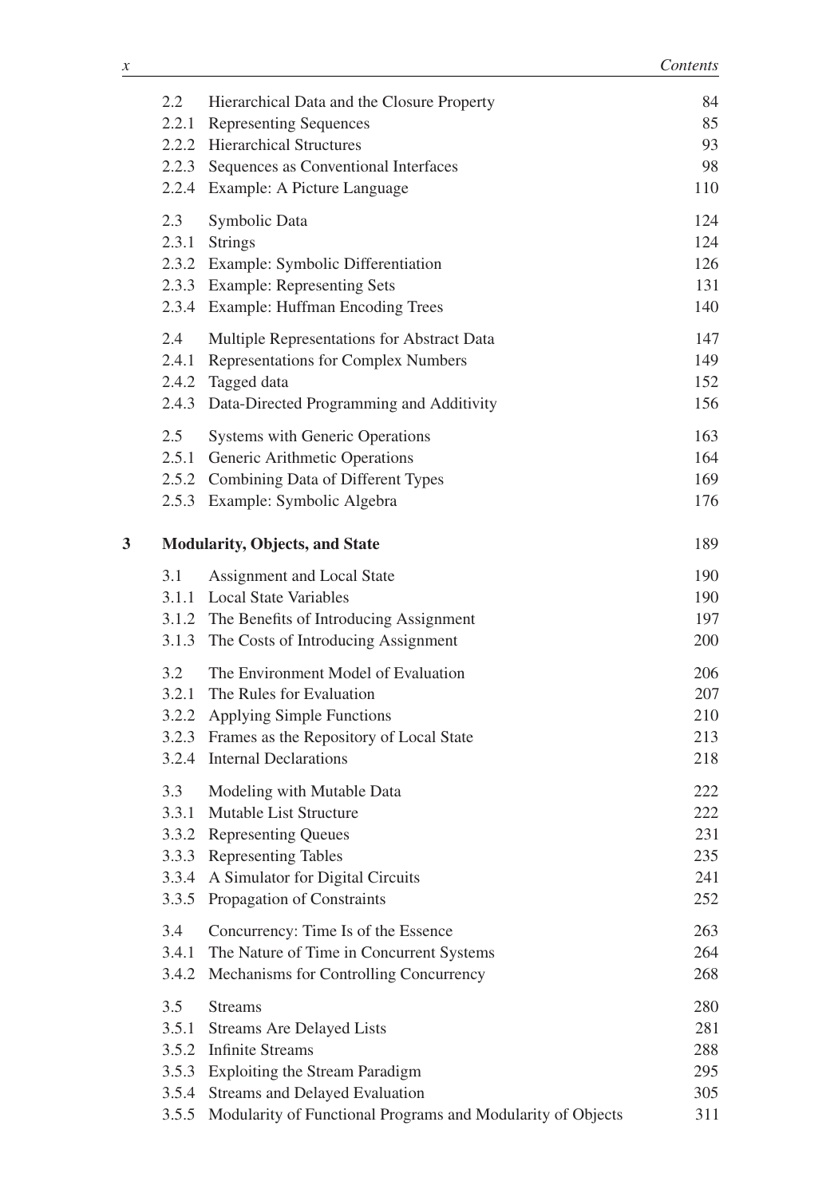| | | |
|---|---|---|
| 2.2 | Hierarchical Data and the Closure Property | 84 |
| 2.2.1 | Representing Sequences | 85 |
| 2.2.2 | Hierarchical Structures | 93 |
| 2.2.3 | Sequences as Conventional Interfaces | 98 |
| 2.2.4 | Example: A Picture Language | 110 |
| 2.3 | Symbolic Data | 124 |
| 2.3.1 | Strings | 124 |
| 2.3.2 | Example: Symbolic Differentiation | 126 |
| 2.3.3 | Example: Representing Sets | 131 |
| 2.3.4 | Example: Huffman Encoding Trees | 140 |
| 2.4 | Multiple Representations for Abstract Data | 147 |
| 2.4.1 | Representations for Complex Numbers | 149 |
| 2.4.2 | Tagged data | 152 |
| 2.4.3 | Data-Directed Programming and Additivity | 156 |
| 2.5 | Systems with Generic Operations | 163 |
| 2.5.1 | Generic Arithmetic Operations | 164 |
| 2.5.2 | Combining Data of Different Types | 169 |
| 2.5.3 | Example: Symbolic Algebra | 176 |

**3 Modularity, Objects, and State** 189

| | | |
|---|---|---|
| 3.1 | Assignment and Local State | 190 |
| 3.1.1 | Local State Variables | 190 |
| 3.1.2 | The Benefits of Introducing Assignment | 197 |
| 3.1.3 | The Costs of Introducing Assignment | 200 |
| 3.2 | The Environment Model of Evaluation | 206 |
| 3.2.1 | The Rules for Evaluation | 207 |
| 3.2.2 | Applying Simple Functions | 210 |
| 3.2.3 | Frames as the Repository of Local State | 213 |
| 3.2.4 | Internal Declarations | 218 |
| 3.3 | Modeling with Mutable Data | 222 |
| 3.3.1 | Mutable List Structure | 222 |
| 3.3.2 | Representing Queues | 231 |
| 3.3.3 | Representing Tables | 235 |
| 3.3.4 | A Simulator for Digital Circuits | 241 |
| 3.3.5 | Propagation of Constraints | 252 |
| 3.4 | Concurrency: Time Is of the Essence | 263 |
| 3.4.1 | The Nature of Time in Concurrent Systems | 264 |
| 3.4.2 | Mechanisms for Controlling Concurrency | 268 |
| 3.5 | Streams | 280 |
| 3.5.1 | Streams Are Delayed Lists | 281 |
| 3.5.2 | Infinite Streams | 288 |
| 3.5.3 | Exploiting the Stream Paradigm | 295 |
| 3.5.4 | Streams and Delayed Evaluation | 305 |
| 3.5.5 | Modularity of Functional Programs and Modularity of Objects | 311 |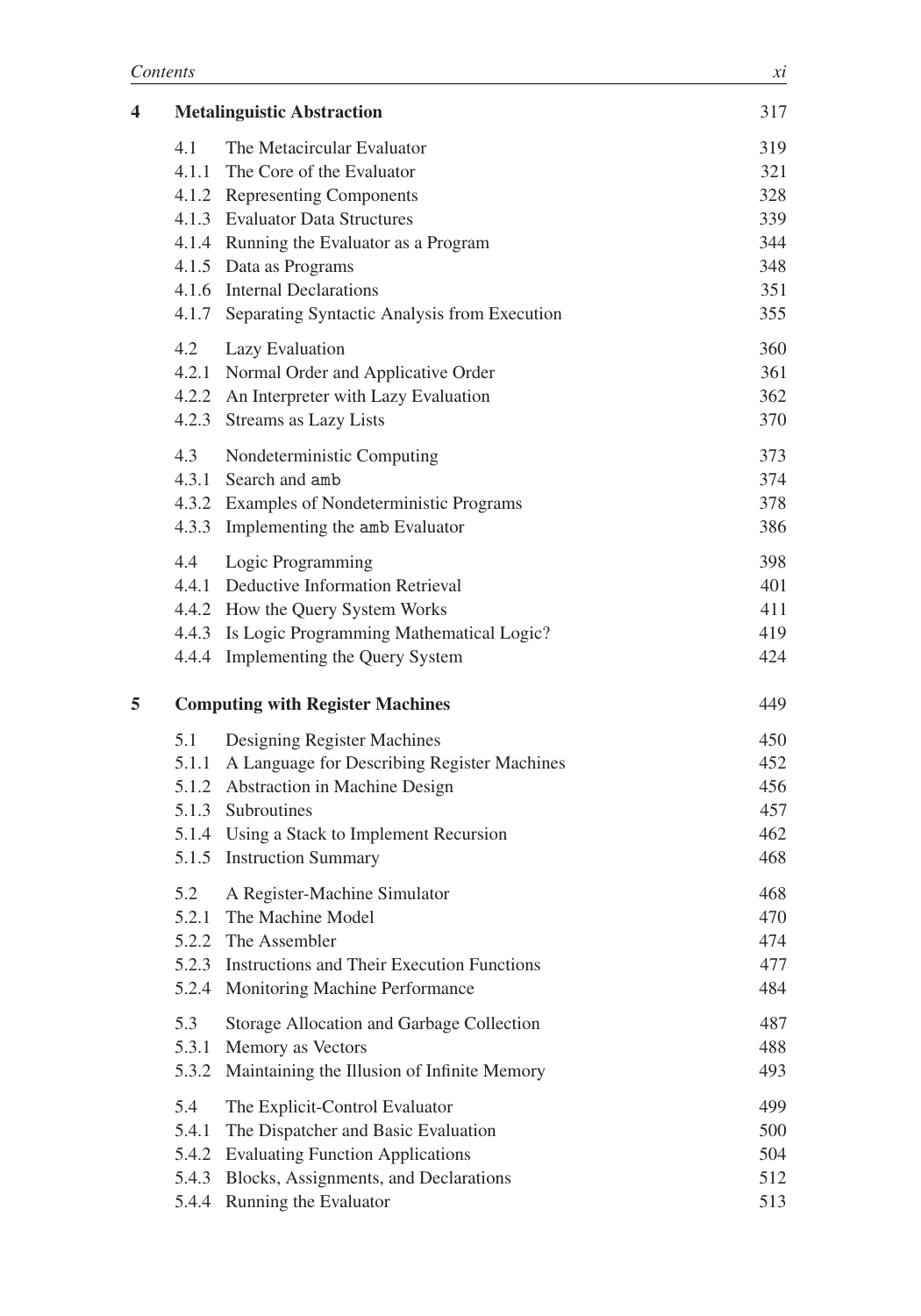| | | | |
|---|---|---|---|
| **4** | **Metalinguistic Abstraction** | | 317 |
| | 4.1 | The Metacircular Evaluator | 319 |
| | 4.1.1 | The Core of the Evaluator | 321 |
| | 4.1.2 | Representing Components | 328 |
| | 4.1.3 | Evaluator Data Structures | 339 |
| | 4.1.4 | Running the Evaluator as a Program | 344 |
| | 4.1.5 | Data as Programs | 348 |
| | 4.1.6 | Internal Declarations | 351 |
| | 4.1.7 | Separating Syntactic Analysis from Execution | 355 |
| | 4.2 | Lazy Evaluation | 360 |
| | 4.2.1 | Normal Order and Applicative Order | 361 |
| | 4.2.2 | An Interpreter with Lazy Evaluation | 362 |
| | 4.2.3 | Streams as Lazy Lists | 370 |
| | 4.3 | Nondeterministic Computing | 373 |
| | 4.3.1 | Search and `amb` | 374 |
| | 4.3.2 | Examples of Nondeterministic Programs | 378 |
| | 4.3.3 | Implementing the `amb` Evaluator | 386 |
| | 4.4 | Logic Programming | 398 |
| | 4.4.1 | Deductive Information Retrieval | 401 |
| | 4.4.2 | How the Query System Works | 411 |
| | 4.4.3 | Is Logic Programming Mathematical Logic? | 419 |
| | 4.4.4 | Implementing the Query System | 424 |
| **5** | **Computing with Register Machines** | | 449 |
| | 5.1 | Designing Register Machines | 450 |
| | 5.1.1 | A Language for Describing Register Machines | 452 |
| | 5.1.2 | Abstraction in Machine Design | 456 |
| | 5.1.3 | Subroutines | 457 |
| | 5.1.4 | Using a Stack to Implement Recursion | 462 |
| | 5.1.5 | Instruction Summary | 468 |
| | 5.2 | A Register-Machine Simulator | 468 |
| | 5.2.1 | The Machine Model | 470 |
| | 5.2.2 | The Assembler | 474 |
| | 5.2.3 | Instructions and Their Execution Functions | 477 |
| | 5.2.4 | Monitoring Machine Performance | 484 |
| | 5.3 | Storage Allocation and Garbage Collection | 487 |
| | 5.3.1 | Memory as Vectors | 488 |
| | 5.3.2 | Maintaining the Illusion of Infinite Memory | 493 |
| | 5.4 | The Explicit-Control Evaluator | 499 |
| | 5.4.1 | The Dispatcher and Basic Evaluation | 500 |
| | 5.4.2 | Evaluating Function Applications | 504 |
| | 5.4.3 | Blocks, Assignments, and Declarations | 512 |
| | 5.4.4 | Running the Evaluator | 513 |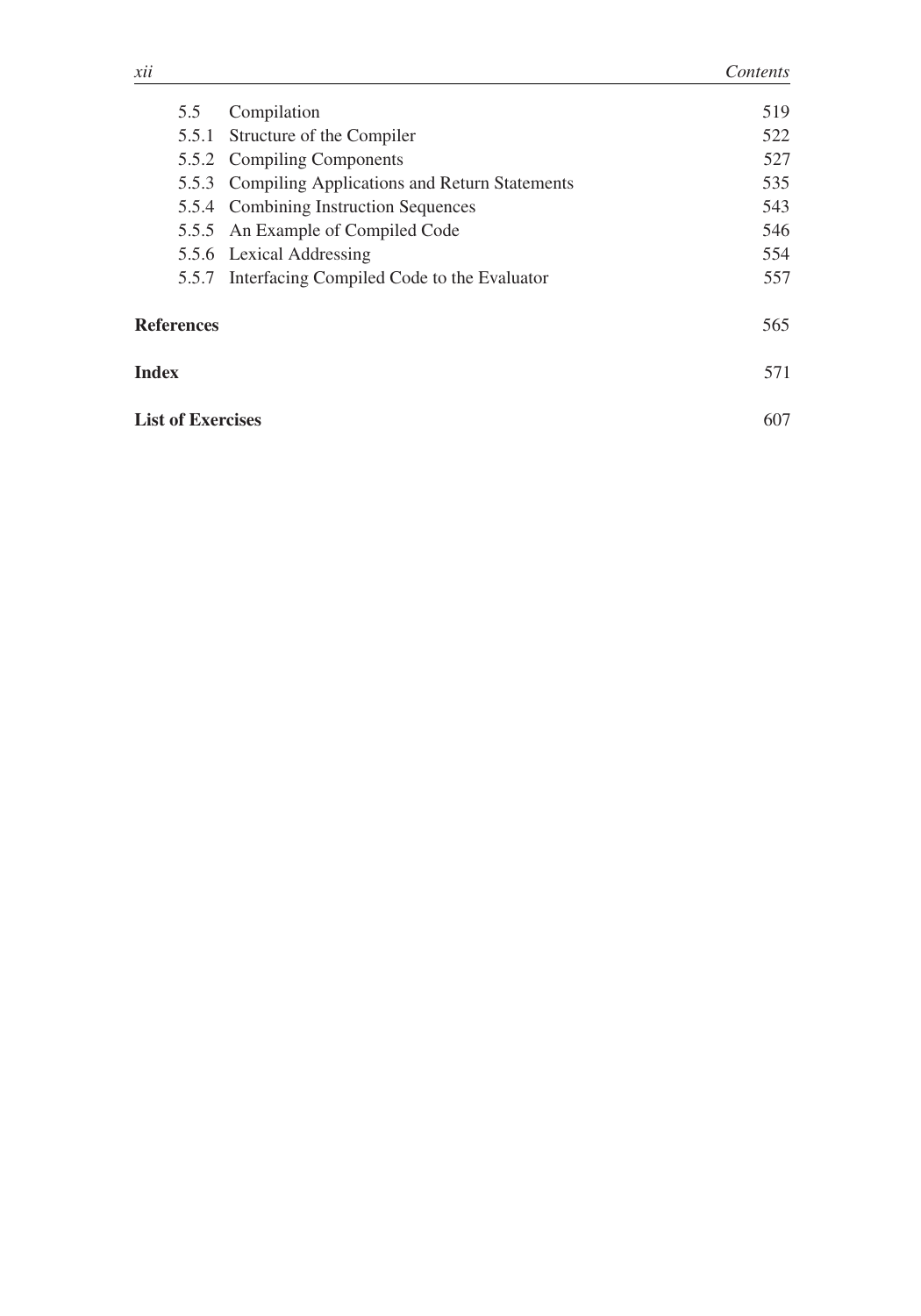| | | |
|---|---|---|
| 5.5 | Compilation | 519 |
| 5.5.1 | Structure of the Compiler | 522 |
| 5.5.2 | Compiling Components | 527 |
| 5.5.3 | Compiling Applications and Return Statements | 535 |
| 5.5.4 | Combining Instruction Sequences | 543 |
| 5.5.5 | An Example of Compiled Code | 546 |
| 5.5.6 | Lexical Addressing | 554 |
| 5.5.7 | Interfacing Compiled Code to the Evaluator | 557 |

**References** 565

**Index** 571

**List of Exercises** 607